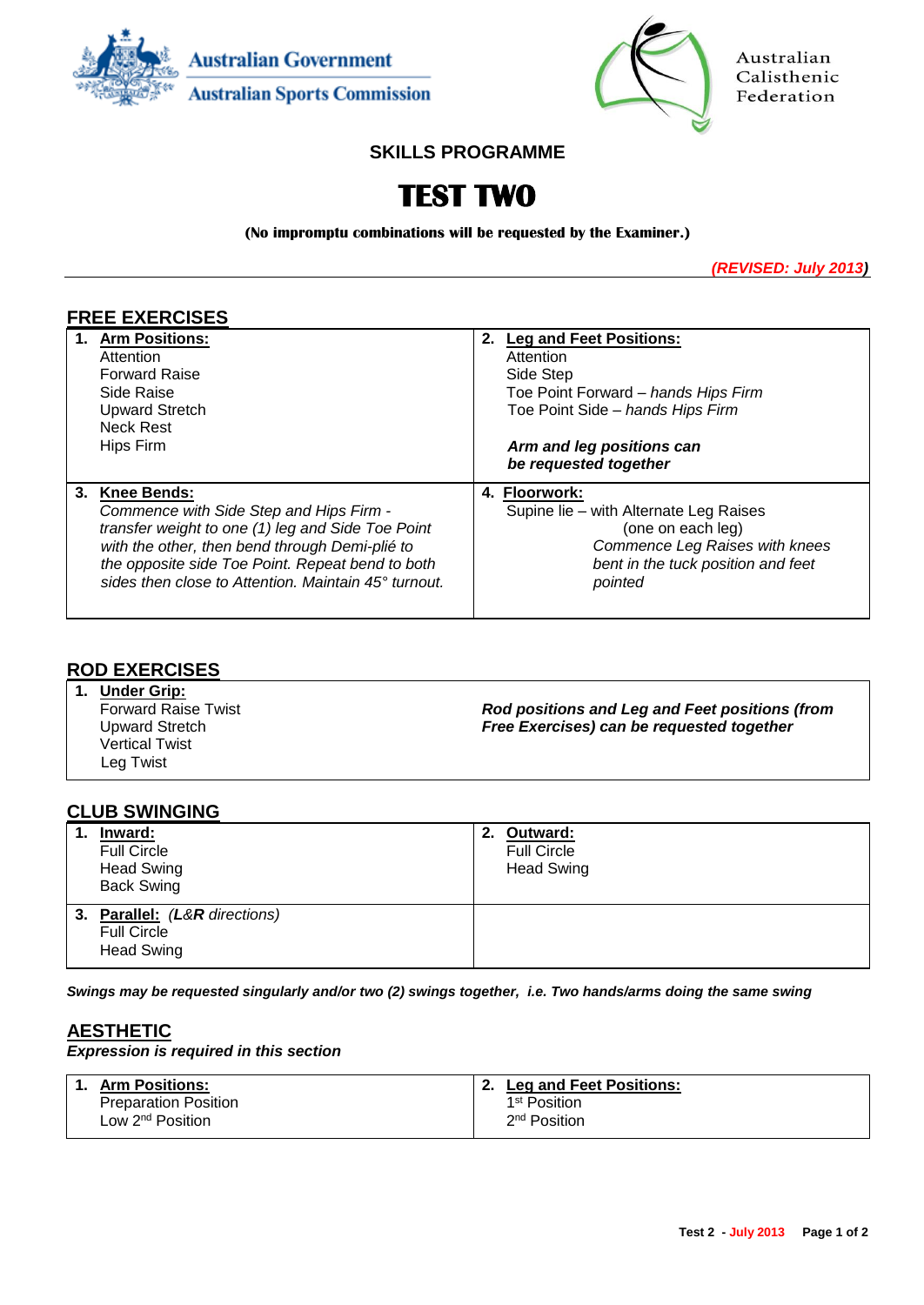Australian Government
Australian Sports Commission

Australian Calisthenic Federation

# SKILLS PROGRAMME

# TEST TWO

**(No impromptu combinations will be requested by the Examiner.)**

***(REVISED: July 2013)***

## FREE EXERCISES

| | |
|---|---|
| **1. Arm Positions:**<br>Attention<br>Forward Raise<br>Side Raise<br>Upward Stretch<br>Neck Rest<br>Hips Firm | **2. Leg and Feet Positions:**<br>Attention<br>Side Step<br>Toe Point Forward – *hands Hips Firm*<br>Toe Point Side – *hands Hips Firm*<br><br>***Arm and leg positions can be requested together*** |
| **3. Knee Bends:**<br>*Commence with Side Step and Hips Firm - transfer weight to one (1) leg and Side Toe Point with the other, then bend through Demi-plié to the opposite side Toe Point. Repeat bend to both sides then close to Attention. Maintain 45° turnout.* | **4. Floorwork:**<br>Supine lie – with Alternate Leg Raises (one on each leg)<br>*Commence Leg Raises with knees bent in the tuck position and feet pointed* |

## ROD EXERCISES

| | |
|---|---|
| **1. Under Grip:**<br>Forward Raise Twist<br>Upward Stretch<br>Vertical Twist<br>Leg Twist | ***Rod positions and Leg and Feet positions (from Free Exercises) can be requested together*** |

## CLUB SWINGING

| | |
|---|---|
| **1. Inward:**<br>Full Circle<br>Head Swing<br>Back Swing | **2. Outward:**<br>Full Circle<br>Head Swing |
| **3. Parallel:** *(**L**&**R** directions)*<br>Full Circle<br>Head Swing | |

***Swings may be requested singularly and/or two (2) swings together, i.e. Two hands/arms doing the same swing***

## AESTHETIC

***Expression is required in this section***

| | |
|---|---|
| **1. Arm Positions:**<br>Preparation Position<br>Low 2nd Position | **2. Leg and Feet Positions:**<br>1st Position<br>2nd Position |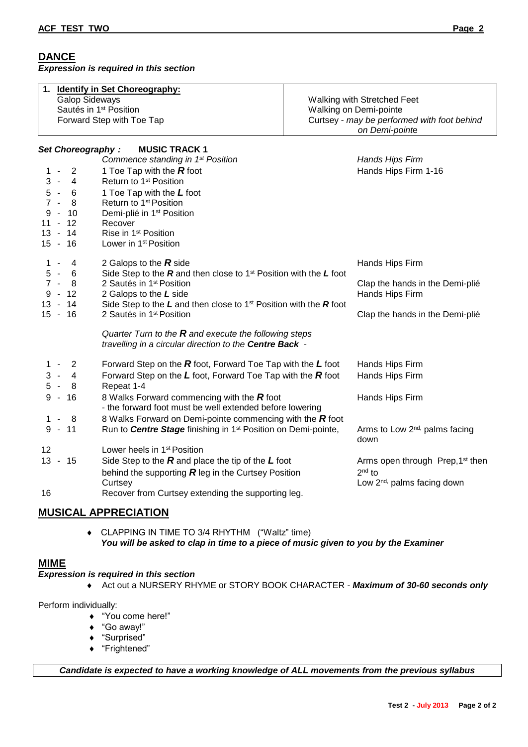## DANCE

***Expression is required in this section***

| | |
|---|---|
| **1. Identify in Set Choreography:** | |
| Galop Sideways | Walking with Stretched Feet |
| Sautés in 1st Position | Walking on Demi-pointe |
| Forward Step with Toe Tap | Curtsey - *may be performed with foot behind on Demi-pointe* |

***Set Choreography :*** **MUSIC TRACK 1**

| | | |
|---|---|---|
| | *Commence standing in 1st Position* | *Hands Hips Firm* |
| 1 - 2 | 1 Toe Tap with the ***R*** foot | Hands Hips Firm 1-16 |
| 3 - 4 | Return to 1st Position | |
| 5 - 6 | 1 Toe Tap with the ***L*** foot | |
| 7 - 8 | Return to 1st Position | |
| 9 - 10 | Demi-plié in 1st Position | |
| 11 - 12 | Recover | |
| 13 - 14 | Rise in 1st Position | |
| 15 - 16 | Lower in 1st Position | |
| | | |
| 1 - 4 | 2 Galops to the ***R*** side | Hands Hips Firm |
| 5 - 6 | Side Step to the ***R*** and then close to 1st Position with the ***L*** foot | |
| 7 - 8 | 2 Sautés in 1st Position | Clap the hands in the Demi-plié |
| 9 - 12 | 2 Galops to the ***L*** side | Hands Hips Firm |
| 13 - 14 | Side Step to the ***L*** and then close to 1st Position with the ***R*** foot | |
| 15 - 16 | 2 Sautés in 1st Position | Clap the hands in the Demi-plié |
| | *Quarter Turn to the **R** and execute the following steps travelling in a circular direction to the **Centre Back** -* | |
| 1 - 2 | Forward Step on the ***R*** foot, Forward Toe Tap with the ***L*** foot | Hands Hips Firm |
| 3 - 4 | Forward Step on the ***L*** foot, Forward Toe Tap with the ***R*** foot | Hands Hips Firm |
| 5 - 8 | Repeat 1-4 | |
| 9 - 16 | 8 Walks Forward commencing with the ***R*** foot - the forward foot must be well extended before lowering | Hands Hips Firm |
| 1 - 8 | 8 Walks Forward on Demi-pointe commencing with the ***R*** foot | |
| 9 - 11 | Run to ***Centre Stage*** finishing in 1st Position on Demi-pointe, | Arms to Low 2nd, palms facing down |
| 12 | Lower heels in 1st Position | |
| 13 - 15 | Side Step to the ***R*** and place the tip of the ***L*** foot behind the supporting ***R*** leg in the Curtsey Position Curtsey | Arms open through Prep,1st then 2nd to Low 2nd, palms facing down |
| 16 | Recover from Curtsey extending the supporting leg. | |

## MUSICAL APPRECIATION

- CLAPPING IN TIME TO 3/4 RHYTHM ("Waltz" time)
  ***You will be asked to clap in time to a piece of music given to you by the Examiner***

## MIME

***Expression is required in this section***

- Act out a NURSERY RHYME or STORY BOOK CHARACTER - ***Maximum of 30-60 seconds only***

Perform individually:

- "You come here!"
- "Go away!"
- "Surprised"
- "Frightened"

***Candidate is expected to have a working knowledge of ALL movements from the previous syllabus***